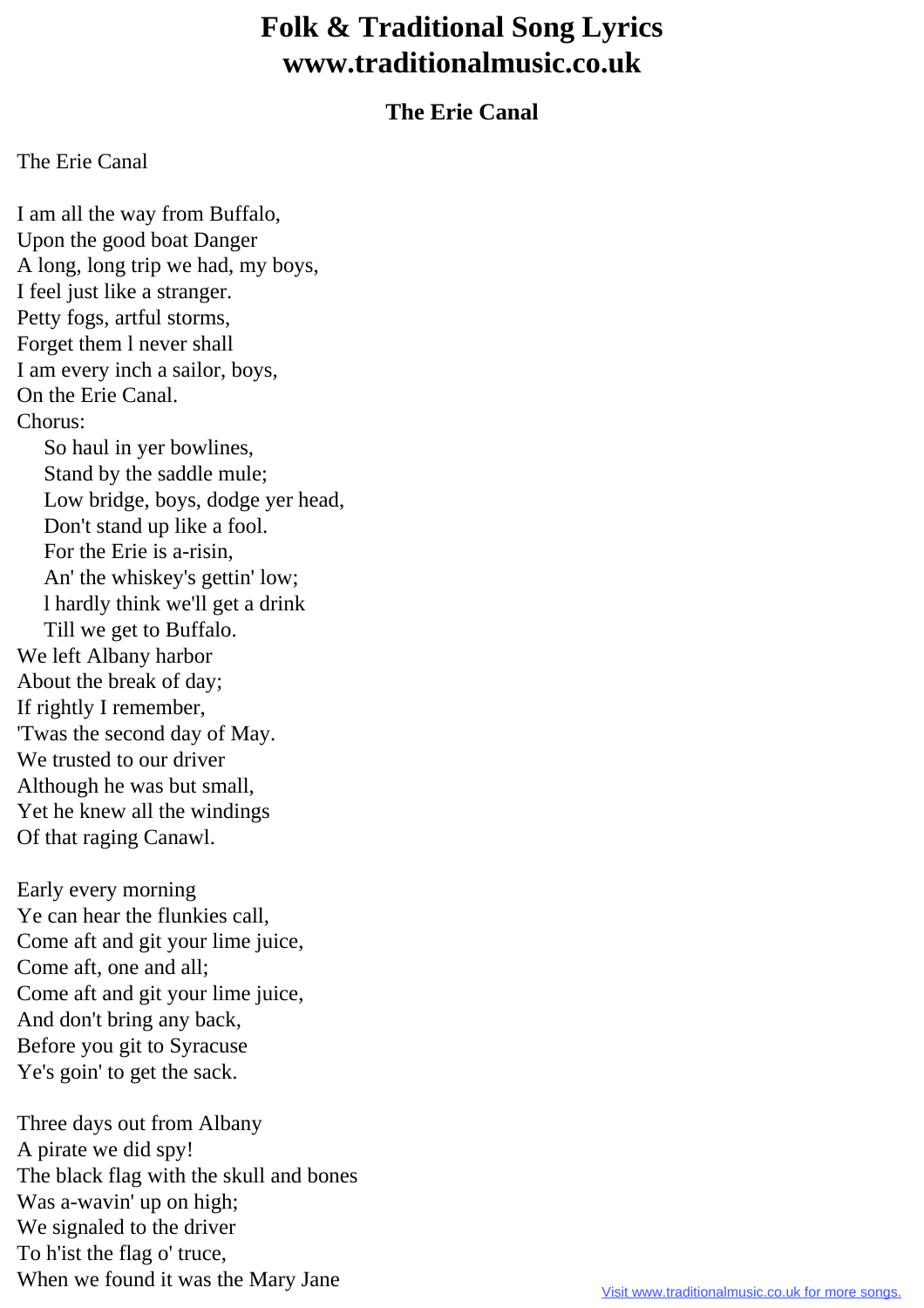# Folk & Traditional Song Lyrics
# www.traditionalmusic.co.uk

### The Erie Canal

The Erie Canal

I am all the way from Buffalo,
Upon the good boat Danger
A long, long trip we had, my boys,
I feel just like a stranger.
Petty fogs, artful storms,
Forget them l never shall
I am every inch a sailor, boys,
On the Erie Canal.
Chorus:
    So haul in yer bowlines,
    Stand by the saddle mule;
    Low bridge, boys, dodge yer head,
    Don't stand up like a fool.
    For the Erie is a-risin,
    An' the whiskey's gettin' low;
    l hardly think we'll get a drink
    Till we get to Buffalo.
We left Albany harbor
About the break of day;
If rightly I remember,
'Twas the second day of May.
We trusted to our driver
Although he was but small,
Yet he knew all the windings
Of that raging Canawl.

Early every morning
Ye can hear the flunkies call,
Come aft and git your lime juice,
Come aft, one and all;
Come aft and git your lime juice,
And don't bring any back,
Before you git to Syracuse
Ye's goin' to get the sack.

Three days out from Albany
A pirate we did spy!
The black flag with the skull and bones
Was a-wavin' up on high;
We signaled to the driver
To h'ist the flag o' truce,
When we found it was the Mary Jane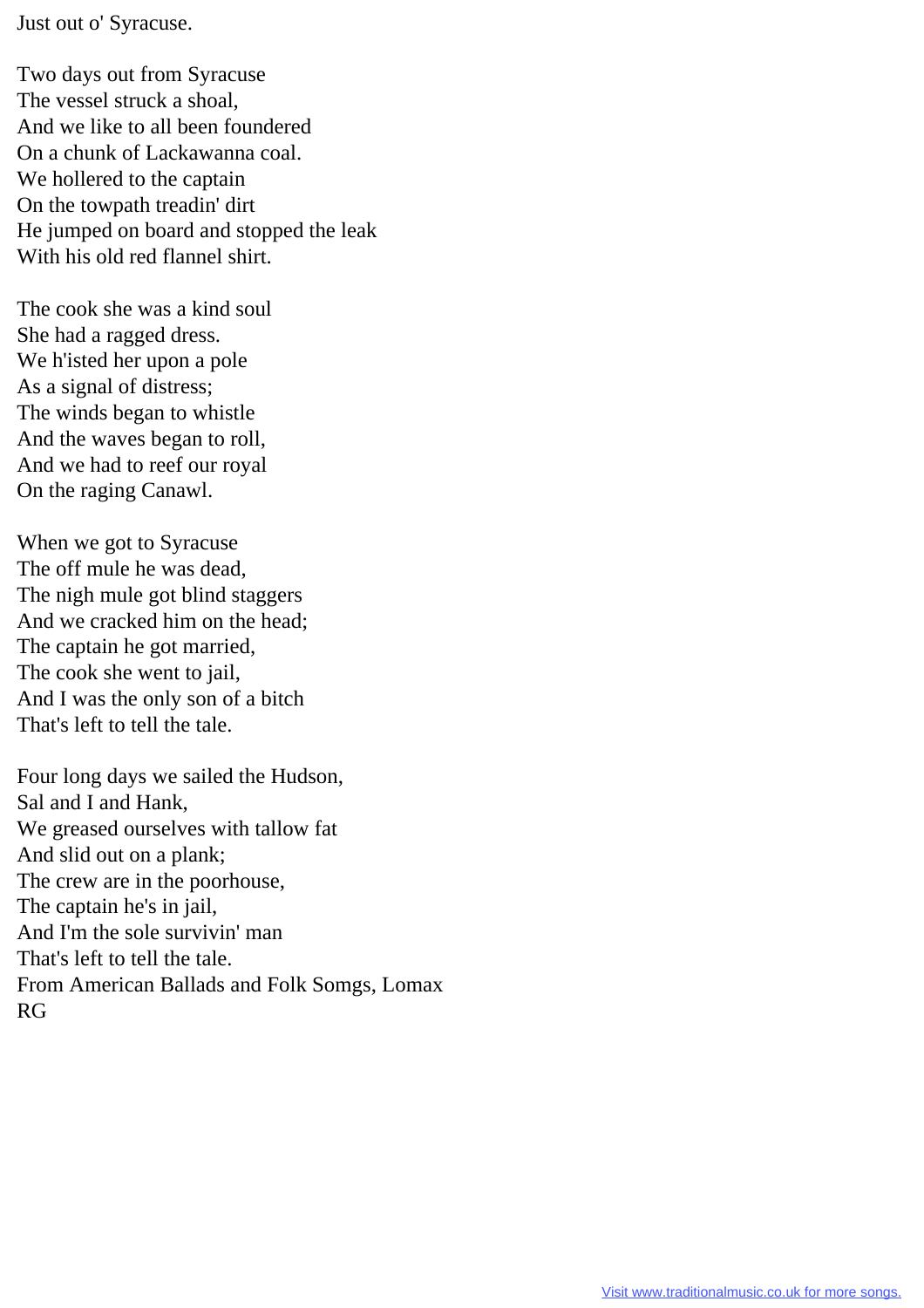Just out o' Syracuse.

Two days out from Syracuse
The vessel struck a shoal,
And we like to all been foundered
On a chunk of Lackawanna coal.
We hollered to the captain
On the towpath treadin' dirt
He jumped on board and stopped the leak
With his old red flannel shirt.

The cook she was a kind soul
She had a ragged dress.
We h'isted her upon a pole
As a signal of distress;
The winds began to whistle
And the waves began to roll,
And we had to reef our royal
On the raging Canawl.

When we got to Syracuse
The off mule he was dead,
The nigh mule got blind staggers
And we cracked him on the head;
The captain he got married,
The cook she went to jail,
And I was the only son of a bitch
That's left to tell the tale.

Four long days we sailed the Hudson,
Sal and I and Hank,
We greased ourselves with tallow fat
And slid out on a plank;
The crew are in the poorhouse,
The captain he's in jail,
And I'm the sole survivin' man
That's left to tell the tale.
From American Ballads and Folk Somgs, Lomax
RG